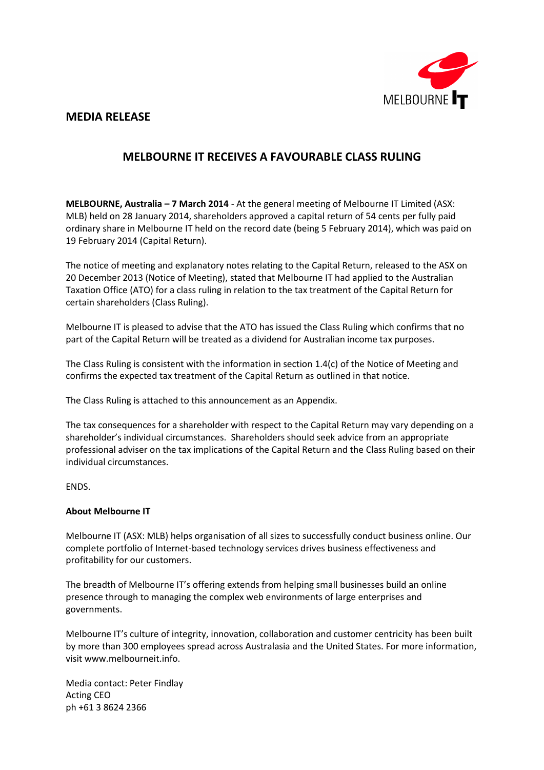## MEDIA RELEASE

# MELBOURNE IT RECEIVES A FAVOURABLE CLASS RULING

**MELBOURNE, Australia – 7 March 2014** - At the general meeting of Melbourne IT Limited (ASX: MLB) held on 28 January 2014, shareholders approved a capital return of 54 cents per fully paid ordinary share in Melbourne IT held on the record date (being 5 February 2014), which was paid on 19 February 2014 (Capital Return).

The notice of meeting and explanatory notes relating to the Capital Return, released to the ASX on 20 December 2013 (Notice of Meeting), stated that Melbourne IT had applied to the Australian Taxation Office (ATO) for a class ruling in relation to the tax treatment of the Capital Return for certain shareholders (Class Ruling).

Melbourne IT is pleased to advise that the ATO has issued the Class Ruling which confirms that no part of the Capital Return will be treated as a dividend for Australian income tax purposes.

The Class Ruling is consistent with the information in section 1.4(c) of the Notice of Meeting and confirms the expected tax treatment of the Capital Return as outlined in that notice.

The Class Ruling is attached to this announcement as an Appendix.

The tax consequences for a shareholder with respect to the Capital Return may vary depending on a shareholder's individual circumstances. Shareholders should seek advice from an appropriate professional adviser on the tax implications of the Capital Return and the Class Ruling based on their individual circumstances.

ENDS.

**About Melbourne IT**

Melbourne IT (ASX: MLB) helps organisation of all sizes to successfully conduct business online. Our complete portfolio of Internet-based technology services drives business effectiveness and profitability for our customers.

The breadth of Melbourne IT's offering extends from helping small businesses build an online presence through to managing the complex web environments of large enterprises and governments.

Melbourne IT's culture of integrity, innovation, collaboration and customer centricity has been built by more than 300 employees spread across Australasia and the United States. For more information, visit www.melbourneit.info.

Media contact: Peter Findlay
Acting CEO
ph +61 3 8624 2366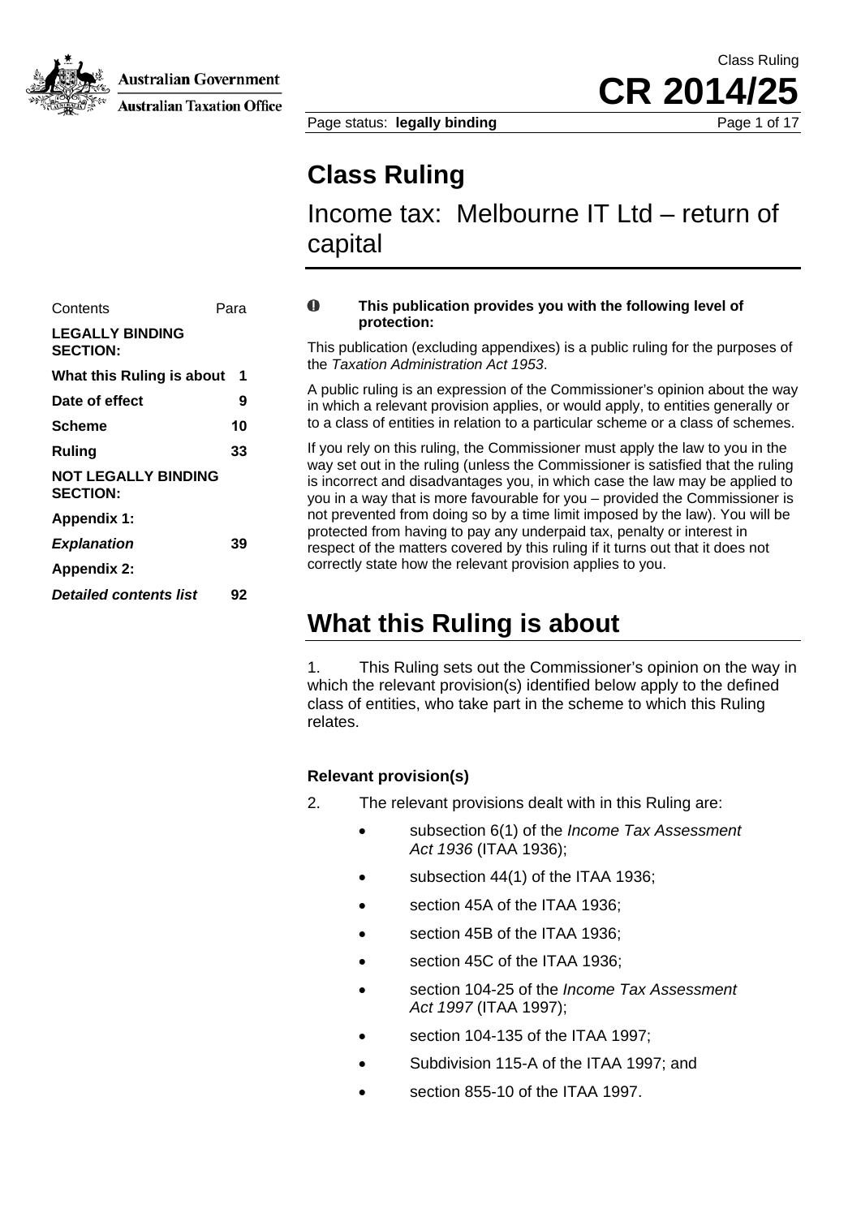# Class Ruling

Income tax: Melbourne IT Ltd – return of capital

| Contents | Para |
|---|---|
| **LEGALLY BINDING SECTION:** | |
| **What this Ruling is about** | **1** |
| **Date of effect** | **9** |
| **Scheme** | **10** |
| **Ruling** | **33** |
| **NOT LEGALLY BINDING SECTION:** | |
| **Appendix 1:** | |
| ***Explanation*** | **39** |
| **Appendix 2:** | |
| ***Detailed contents list*** | **92** |

**This publication provides you with the following level of protection:**

This publication (excluding appendixes) is a public ruling for the purposes of the *Taxation Administration Act 1953*.

A public ruling is an expression of the Commissioner's opinion about the way in which a relevant provision applies, or would apply, to entities generally or to a class of entities in relation to a particular scheme or a class of schemes.

If you rely on this ruling, the Commissioner must apply the law to you in the way set out in the ruling (unless the Commissioner is satisfied that the ruling is incorrect and disadvantages you, in which case the law may be applied to you in a way that is more favourable for you – provided the Commissioner is not prevented from doing so by a time limit imposed by the law). You will be protected from having to pay any underpaid tax, penalty or interest in respect of the matters covered by this ruling if it turns out that it does not correctly state how the relevant provision applies to you.

## What this Ruling is about

1. This Ruling sets out the Commissioner's opinion on the way in which the relevant provision(s) identified below apply to the defined class of entities, who take part in the scheme to which this Ruling relates.

### Relevant provision(s)

2. The relevant provisions dealt with in this Ruling are:

- subsection 6(1) of the *Income Tax Assessment Act 1936* (ITAA 1936);
- subsection 44(1) of the ITAA 1936;
- section 45A of the ITAA 1936;
- section 45B of the ITAA 1936;
- section 45C of the ITAA 1936;
- section 104-25 of the *Income Tax Assessment Act 1997* (ITAA 1997);
- section 104-135 of the ITAA 1997;
- Subdivision 115-A of the ITAA 1997; and
- section 855-10 of the ITAA 1997.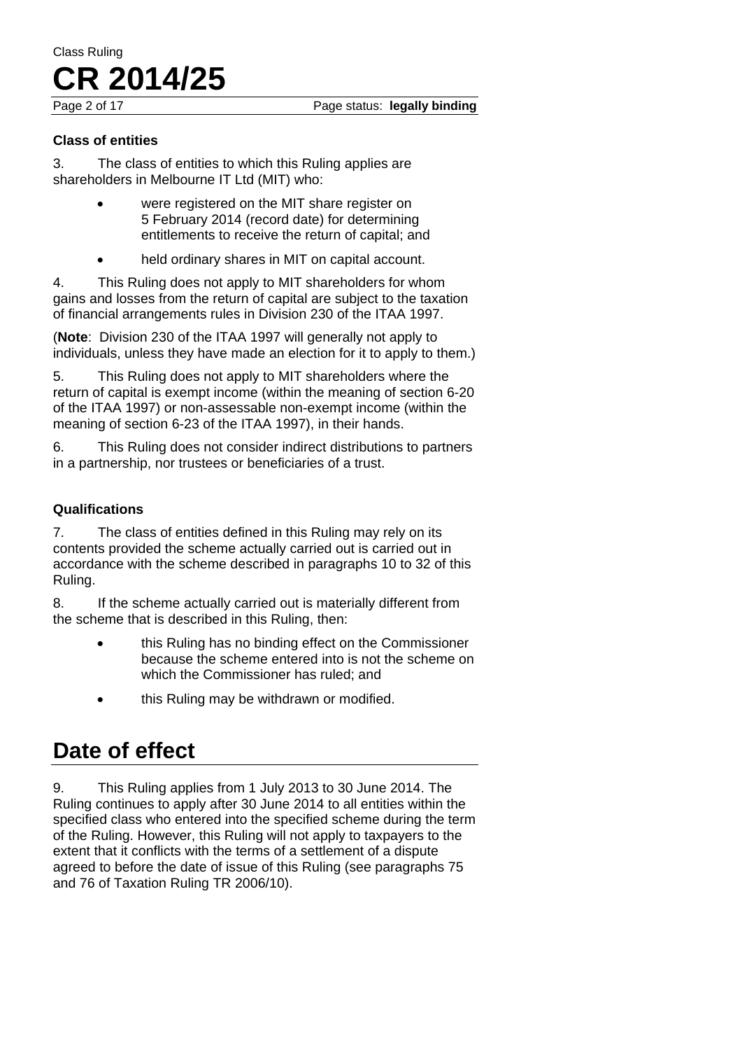### Class of entities

3. The class of entities to which this Ruling applies are shareholders in Melbourne IT Ltd (MIT) who:

- were registered on the MIT share register on 5 February 2014 (record date) for determining entitlements to receive the return of capital; and
- held ordinary shares in MIT on capital account.

4. This Ruling does not apply to MIT shareholders for whom gains and losses from the return of capital are subject to the taxation of financial arrangements rules in Division 230 of the ITAA 1997.

(**Note**: Division 230 of the ITAA 1997 will generally not apply to individuals, unless they have made an election for it to apply to them.)

5. This Ruling does not apply to MIT shareholders where the return of capital is exempt income (within the meaning of section 6-20 of the ITAA 1997) or non-assessable non-exempt income (within the meaning of section 6-23 of the ITAA 1997), in their hands.

6. This Ruling does not consider indirect distributions to partners in a partnership, nor trustees or beneficiaries of a trust.

### Qualifications

7. The class of entities defined in this Ruling may rely on its contents provided the scheme actually carried out is carried out in accordance with the scheme described in paragraphs 10 to 32 of this Ruling.

8. If the scheme actually carried out is materially different from the scheme that is described in this Ruling, then:

- this Ruling has no binding effect on the Commissioner because the scheme entered into is not the scheme on which the Commissioner has ruled; and
- this Ruling may be withdrawn or modified.

## Date of effect

9. This Ruling applies from 1 July 2013 to 30 June 2014. The Ruling continues to apply after 30 June 2014 to all entities within the specified class who entered into the specified scheme during the term of the Ruling. However, this Ruling will not apply to taxpayers to the extent that it conflicts with the terms of a settlement of a dispute agreed to before the date of issue of this Ruling (see paragraphs 75 and 76 of Taxation Ruling TR 2006/10).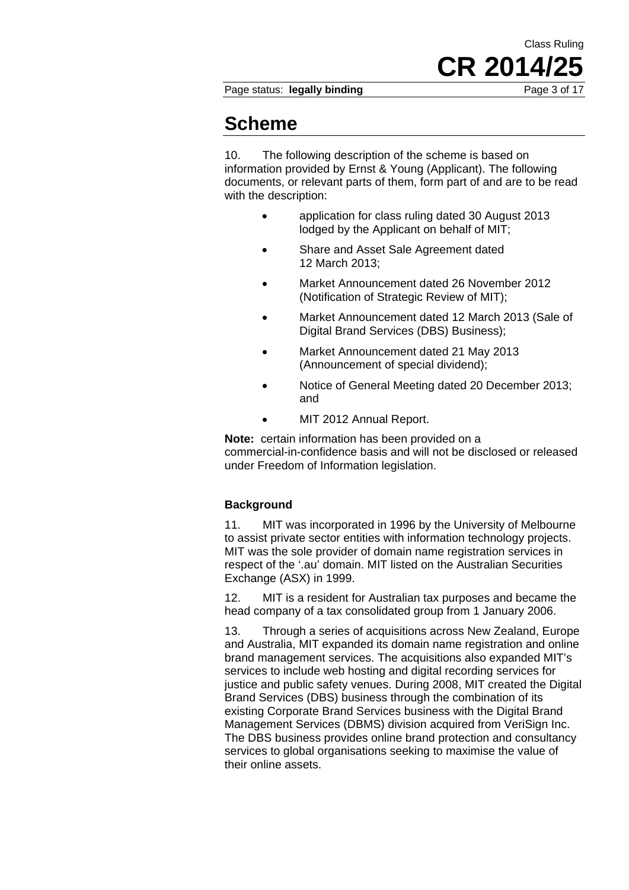## Scheme

10. The following description of the scheme is based on information provided by Ernst & Young (Applicant). The following documents, or relevant parts of them, form part of and are to be read with the description:

- application for class ruling dated 30 August 2013 lodged by the Applicant on behalf of MIT;
- Share and Asset Sale Agreement dated 12 March 2013;
- Market Announcement dated 26 November 2012 (Notification of Strategic Review of MIT);
- Market Announcement dated 12 March 2013 (Sale of Digital Brand Services (DBS) Business);
- Market Announcement dated 21 May 2013 (Announcement of special dividend);
- Notice of General Meeting dated 20 December 2013; and
- MIT 2012 Annual Report.

**Note:** certain information has been provided on a commercial-in-confidence basis and will not be disclosed or released under Freedom of Information legislation.

### Background

11. MIT was incorporated in 1996 by the University of Melbourne to assist private sector entities with information technology projects. MIT was the sole provider of domain name registration services in respect of the '.au' domain. MIT listed on the Australian Securities Exchange (ASX) in 1999.

12. MIT is a resident for Australian tax purposes and became the head company of a tax consolidated group from 1 January 2006.

13. Through a series of acquisitions across New Zealand, Europe and Australia, MIT expanded its domain name registration and online brand management services. The acquisitions also expanded MIT's services to include web hosting and digital recording services for justice and public safety venues. During 2008, MIT created the Digital Brand Services (DBS) business through the combination of its existing Corporate Brand Services business with the Digital Brand Management Services (DBMS) division acquired from VeriSign Inc. The DBS business provides online brand protection and consultancy services to global organisations seeking to maximise the value of their online assets.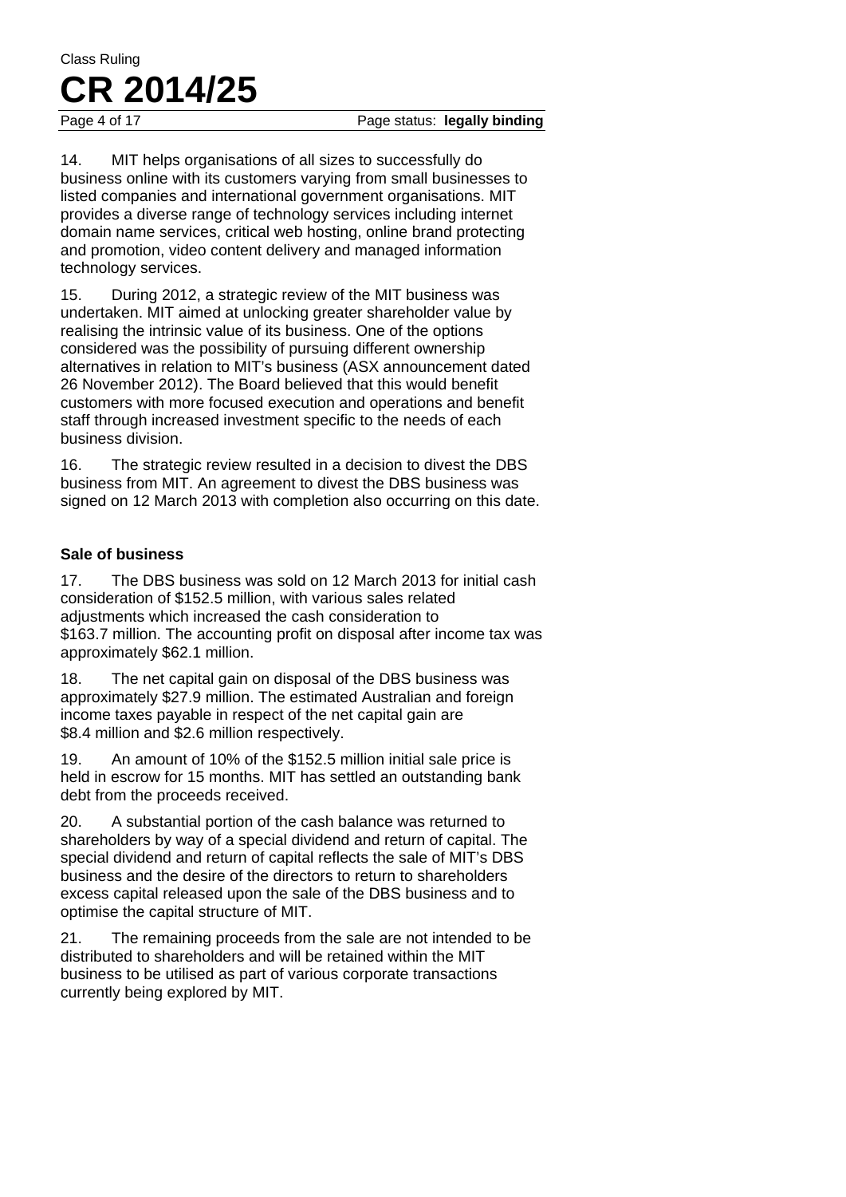14. MIT helps organisations of all sizes to successfully do business online with its customers varying from small businesses to listed companies and international government organisations. MIT provides a diverse range of technology services including internet domain name services, critical web hosting, online brand protecting and promotion, video content delivery and managed information technology services.

15. During 2012, a strategic review of the MIT business was undertaken. MIT aimed at unlocking greater shareholder value by realising the intrinsic value of its business. One of the options considered was the possibility of pursuing different ownership alternatives in relation to MIT's business (ASX announcement dated 26 November 2012). The Board believed that this would benefit customers with more focused execution and operations and benefit staff through increased investment specific to the needs of each business division.

16. The strategic review resulted in a decision to divest the DBS business from MIT. An agreement to divest the DBS business was signed on 12 March 2013 with completion also occurring on this date.

### Sale of business

17. The DBS business was sold on 12 March 2013 for initial cash consideration of $152.5 million, with various sales related adjustments which increased the cash consideration to $163.7 million. The accounting profit on disposal after income tax was approximately $62.1 million.

18. The net capital gain on disposal of the DBS business was approximately $27.9 million. The estimated Australian and foreign income taxes payable in respect of the net capital gain are $8.4 million and $2.6 million respectively.

19. An amount of 10% of the $152.5 million initial sale price is held in escrow for 15 months. MIT has settled an outstanding bank debt from the proceeds received.

20. A substantial portion of the cash balance was returned to shareholders by way of a special dividend and return of capital. The special dividend and return of capital reflects the sale of MIT's DBS business and the desire of the directors to return to shareholders excess capital released upon the sale of the DBS business and to optimise the capital structure of MIT.

21. The remaining proceeds from the sale are not intended to be distributed to shareholders and will be retained within the MIT business to be utilised as part of various corporate transactions currently being explored by MIT.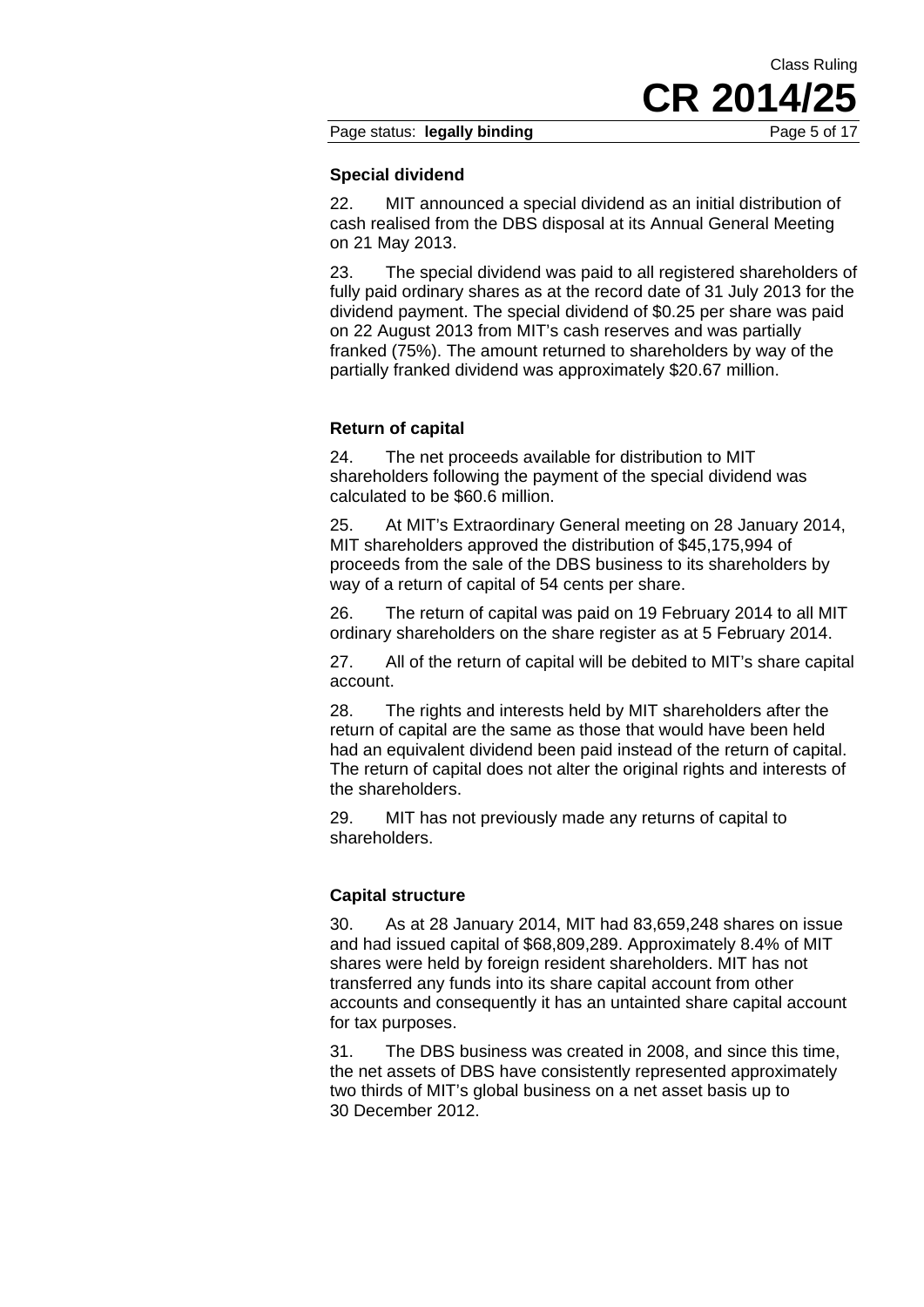### Special dividend

22. MIT announced a special dividend as an initial distribution of cash realised from the DBS disposal at its Annual General Meeting on 21 May 2013.

23. The special dividend was paid to all registered shareholders of fully paid ordinary shares as at the record date of 31 July 2013 for the dividend payment. The special dividend of $0.25 per share was paid on 22 August 2013 from MIT's cash reserves and was partially franked (75%). The amount returned to shareholders by way of the partially franked dividend was approximately $20.67 million.

### Return of capital

24. The net proceeds available for distribution to MIT shareholders following the payment of the special dividend was calculated to be $60.6 million.

25. At MIT's Extraordinary General meeting on 28 January 2014, MIT shareholders approved the distribution of $45,175,994 of proceeds from the sale of the DBS business to its shareholders by way of a return of capital of 54 cents per share.

26. The return of capital was paid on 19 February 2014 to all MIT ordinary shareholders on the share register as at 5 February 2014.

27. All of the return of capital will be debited to MIT's share capital account.

28. The rights and interests held by MIT shareholders after the return of capital are the same as those that would have been held had an equivalent dividend been paid instead of the return of capital. The return of capital does not alter the original rights and interests of the shareholders.

29. MIT has not previously made any returns of capital to shareholders.

### Capital structure

30. As at 28 January 2014, MIT had 83,659,248 shares on issue and had issued capital of $68,809,289. Approximately 8.4% of MIT shares were held by foreign resident shareholders. MIT has not transferred any funds into its share capital account from other accounts and consequently it has an untainted share capital account for tax purposes.

31. The DBS business was created in 2008, and since this time, the net assets of DBS have consistently represented approximately two thirds of MIT's global business on a net asset basis up to 30 December 2012.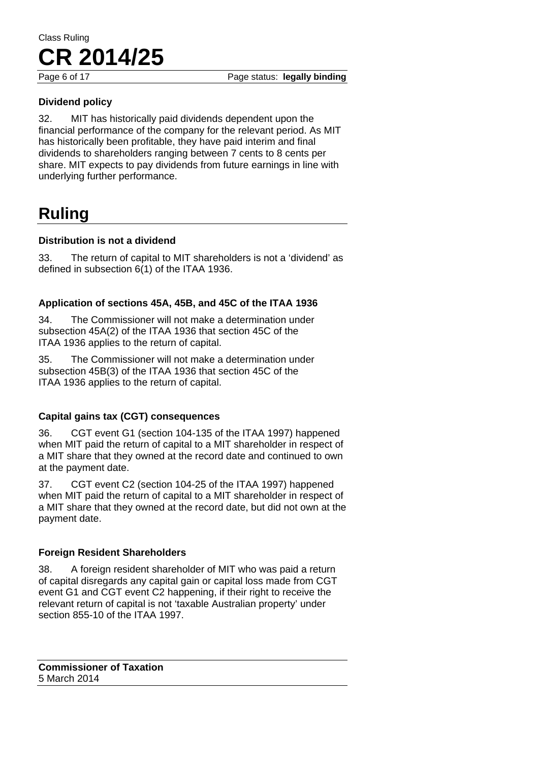### Dividend policy

32. MIT has historically paid dividends dependent upon the financial performance of the company for the relevant period. As MIT has historically been profitable, they have paid interim and final dividends to shareholders ranging between 7 cents to 8 cents per share. MIT expects to pay dividends from future earnings in line with underlying further performance.

# Ruling

### Distribution is not a dividend

33. The return of capital to MIT shareholders is not a 'dividend' as defined in subsection 6(1) of the ITAA 1936.

### Application of sections 45A, 45B, and 45C of the ITAA 1936

34. The Commissioner will not make a determination under subsection 45A(2) of the ITAA 1936 that section 45C of the ITAA 1936 applies to the return of capital.

35. The Commissioner will not make a determination under subsection 45B(3) of the ITAA 1936 that section 45C of the ITAA 1936 applies to the return of capital.

### Capital gains tax (CGT) consequences

36. CGT event G1 (section 104-135 of the ITAA 1997) happened when MIT paid the return of capital to a MIT shareholder in respect of a MIT share that they owned at the record date and continued to own at the payment date.

37. CGT event C2 (section 104-25 of the ITAA 1997) happened when MIT paid the return of capital to a MIT shareholder in respect of a MIT share that they owned at the record date, but did not own at the payment date.

### Foreign Resident Shareholders

38. A foreign resident shareholder of MIT who was paid a return of capital disregards any capital gain or capital loss made from CGT event G1 and CGT event C2 happening, if their right to receive the relevant return of capital is not 'taxable Australian property' under section 855-10 of the ITAA 1997.

**Commissioner of Taxation**
5 March 2014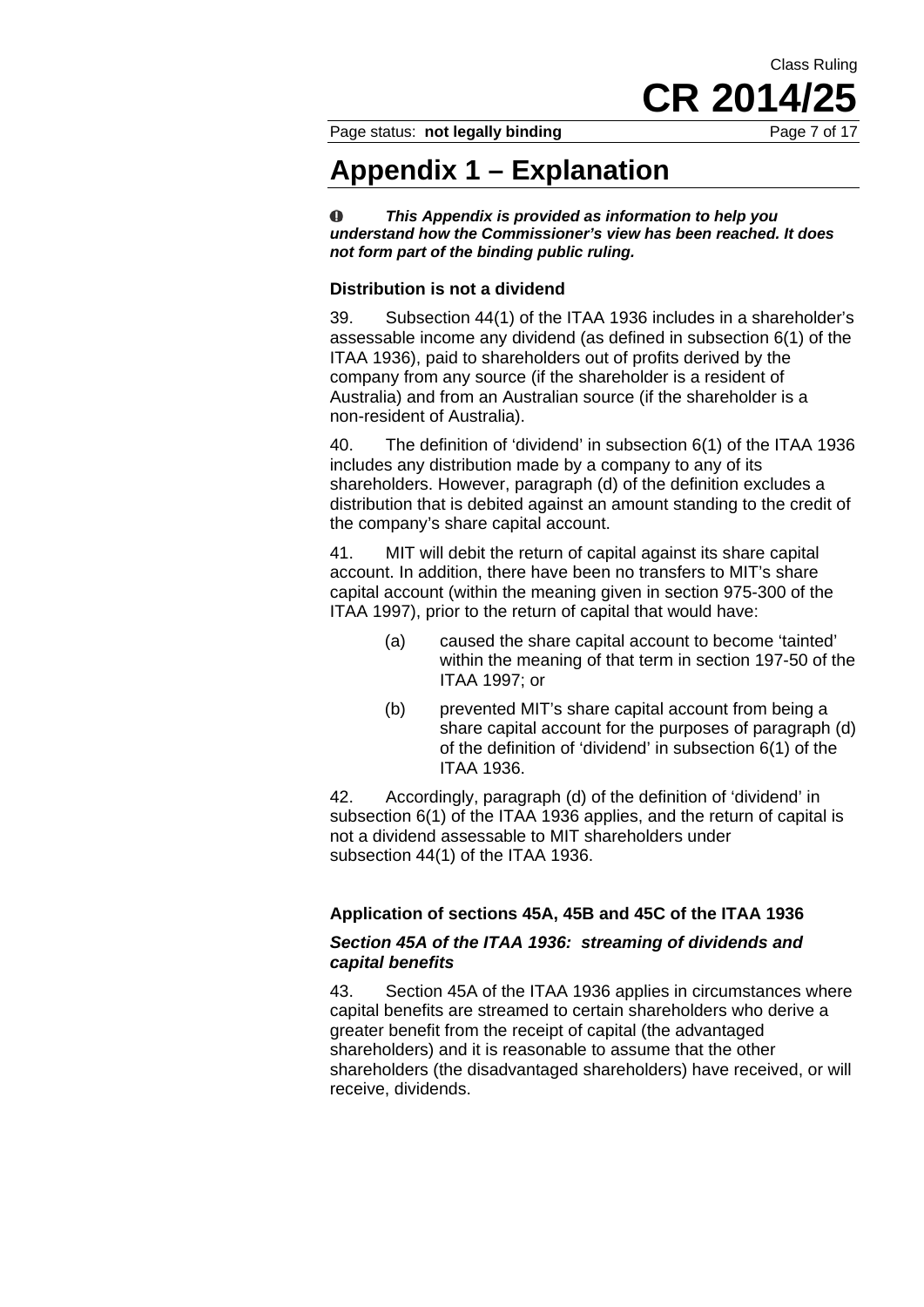# Appendix 1 – Explanation

*This Appendix is provided as information to help you understand how the Commissioner's view has been reached. It does not form part of the binding public ruling.*

### Distribution is not a dividend

39. Subsection 44(1) of the ITAA 1936 includes in a shareholder's assessable income any dividend (as defined in subsection 6(1) of the ITAA 1936), paid to shareholders out of profits derived by the company from any source (if the shareholder is a resident of Australia) and from an Australian source (if the shareholder is a non-resident of Australia).

40. The definition of 'dividend' in subsection 6(1) of the ITAA 1936 includes any distribution made by a company to any of its shareholders. However, paragraph (d) of the definition excludes a distribution that is debited against an amount standing to the credit of the company's share capital account.

41. MIT will debit the return of capital against its share capital account. In addition, there have been no transfers to MIT's share capital account (within the meaning given in section 975-300 of the ITAA 1997), prior to the return of capital that would have:

- (a) caused the share capital account to become 'tainted' within the meaning of that term in section 197-50 of the ITAA 1997; or
- (b) prevented MIT's share capital account from being a share capital account for the purposes of paragraph (d) of the definition of 'dividend' in subsection 6(1) of the ITAA 1936.

42. Accordingly, paragraph (d) of the definition of 'dividend' in subsection 6(1) of the ITAA 1936 applies, and the return of capital is not a dividend assessable to MIT shareholders under subsection 44(1) of the ITAA 1936.

### Application of sections 45A, 45B and 45C of the ITAA 1936

#### *Section 45A of the ITAA 1936: streaming of dividends and capital benefits*

43. Section 45A of the ITAA 1936 applies in circumstances where capital benefits are streamed to certain shareholders who derive a greater benefit from the receipt of capital (the advantaged shareholders) and it is reasonable to assume that the other shareholders (the disadvantaged shareholders) have received, or will receive, dividends.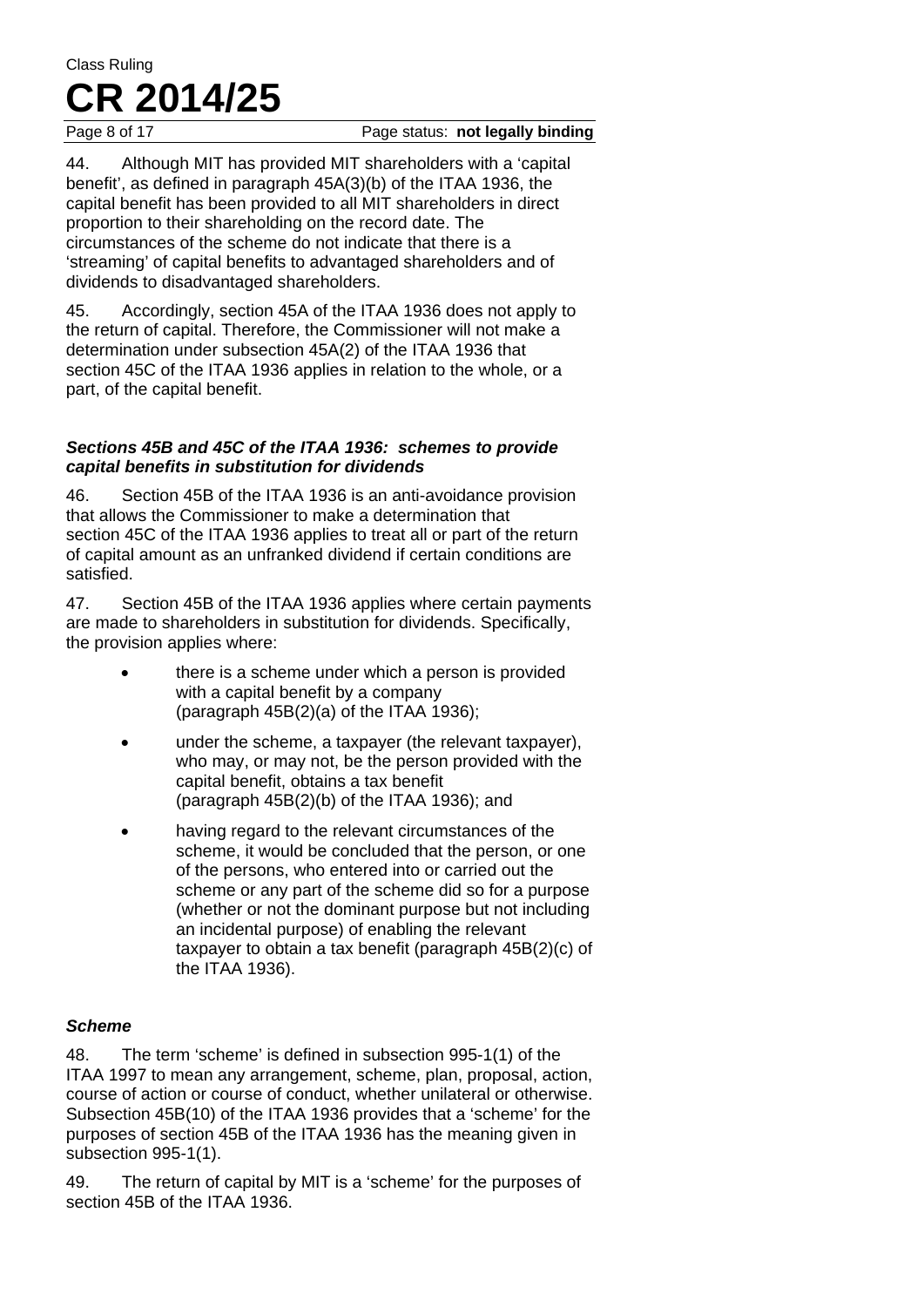44. Although MIT has provided MIT shareholders with a 'capital benefit', as defined in paragraph 45A(3)(b) of the ITAA 1936, the capital benefit has been provided to all MIT shareholders in direct proportion to their shareholding on the record date. The circumstances of the scheme do not indicate that there is a 'streaming' of capital benefits to advantaged shareholders and of dividends to disadvantaged shareholders.

45. Accordingly, section 45A of the ITAA 1936 does not apply to the return of capital. Therefore, the Commissioner will not make a determination under subsection 45A(2) of the ITAA 1936 that section 45C of the ITAA 1936 applies in relation to the whole, or a part, of the capital benefit.

### *Sections 45B and 45C of the ITAA 1936: schemes to provide capital benefits in substitution for dividends*

46. Section 45B of the ITAA 1936 is an anti-avoidance provision that allows the Commissioner to make a determination that section 45C of the ITAA 1936 applies to treat all or part of the return of capital amount as an unfranked dividend if certain conditions are satisfied.

47. Section 45B of the ITAA 1936 applies where certain payments are made to shareholders in substitution for dividends. Specifically, the provision applies where:

- there is a scheme under which a person is provided with a capital benefit by a company (paragraph 45B(2)(a) of the ITAA 1936);
- under the scheme, a taxpayer (the relevant taxpayer), who may, or may not, be the person provided with the capital benefit, obtains a tax benefit (paragraph 45B(2)(b) of the ITAA 1936); and
- having regard to the relevant circumstances of the scheme, it would be concluded that the person, or one of the persons, who entered into or carried out the scheme or any part of the scheme did so for a purpose (whether or not the dominant purpose but not including an incidental purpose) of enabling the relevant taxpayer to obtain a tax benefit (paragraph 45B(2)(c) of the ITAA 1936).

### *Scheme*

48. The term 'scheme' is defined in subsection 995-1(1) of the ITAA 1997 to mean any arrangement, scheme, plan, proposal, action, course of action or course of conduct, whether unilateral or otherwise. Subsection 45B(10) of the ITAA 1936 provides that a 'scheme' for the purposes of section 45B of the ITAA 1936 has the meaning given in subsection 995-1(1).

49. The return of capital by MIT is a 'scheme' for the purposes of section 45B of the ITAA 1936.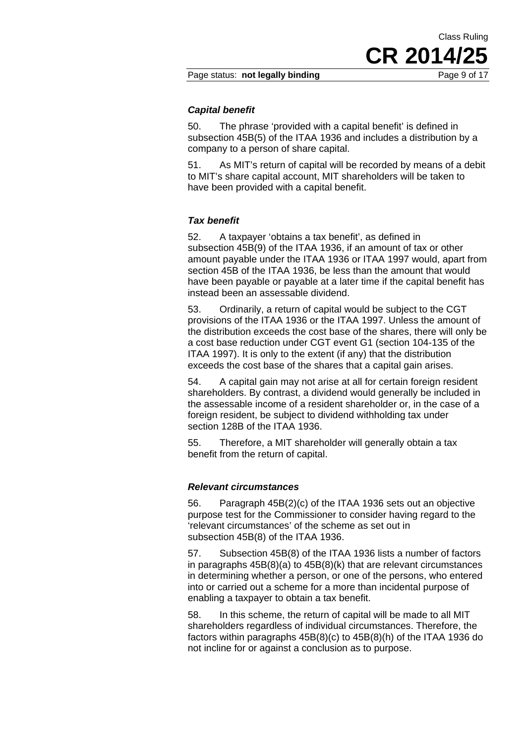### *Capital benefit*

50. The phrase 'provided with a capital benefit' is defined in subsection 45B(5) of the ITAA 1936 and includes a distribution by a company to a person of share capital.

51. As MIT's return of capital will be recorded by means of a debit to MIT's share capital account, MIT shareholders will be taken to have been provided with a capital benefit.

### *Tax benefit*

52. A taxpayer 'obtains a tax benefit', as defined in subsection 45B(9) of the ITAA 1936, if an amount of tax or other amount payable under the ITAA 1936 or ITAA 1997 would, apart from section 45B of the ITAA 1936, be less than the amount that would have been payable or payable at a later time if the capital benefit has instead been an assessable dividend.

53. Ordinarily, a return of capital would be subject to the CGT provisions of the ITAA 1936 or the ITAA 1997. Unless the amount of the distribution exceeds the cost base of the shares, there will only be a cost base reduction under CGT event G1 (section 104-135 of the ITAA 1997). It is only to the extent (if any) that the distribution exceeds the cost base of the shares that a capital gain arises.

54. A capital gain may not arise at all for certain foreign resident shareholders. By contrast, a dividend would generally be included in the assessable income of a resident shareholder or, in the case of a foreign resident, be subject to dividend withholding tax under section 128B of the ITAA 1936.

55. Therefore, a MIT shareholder will generally obtain a tax benefit from the return of capital.

### *Relevant circumstances*

56. Paragraph 45B(2)(c) of the ITAA 1936 sets out an objective purpose test for the Commissioner to consider having regard to the 'relevant circumstances' of the scheme as set out in subsection 45B(8) of the ITAA 1936.

57. Subsection 45B(8) of the ITAA 1936 lists a number of factors in paragraphs 45B(8)(a) to 45B(8)(k) that are relevant circumstances in determining whether a person, or one of the persons, who entered into or carried out a scheme for a more than incidental purpose of enabling a taxpayer to obtain a tax benefit.

58. In this scheme, the return of capital will be made to all MIT shareholders regardless of individual circumstances. Therefore, the factors within paragraphs 45B(8)(c) to 45B(8)(h) of the ITAA 1936 do not incline for or against a conclusion as to purpose.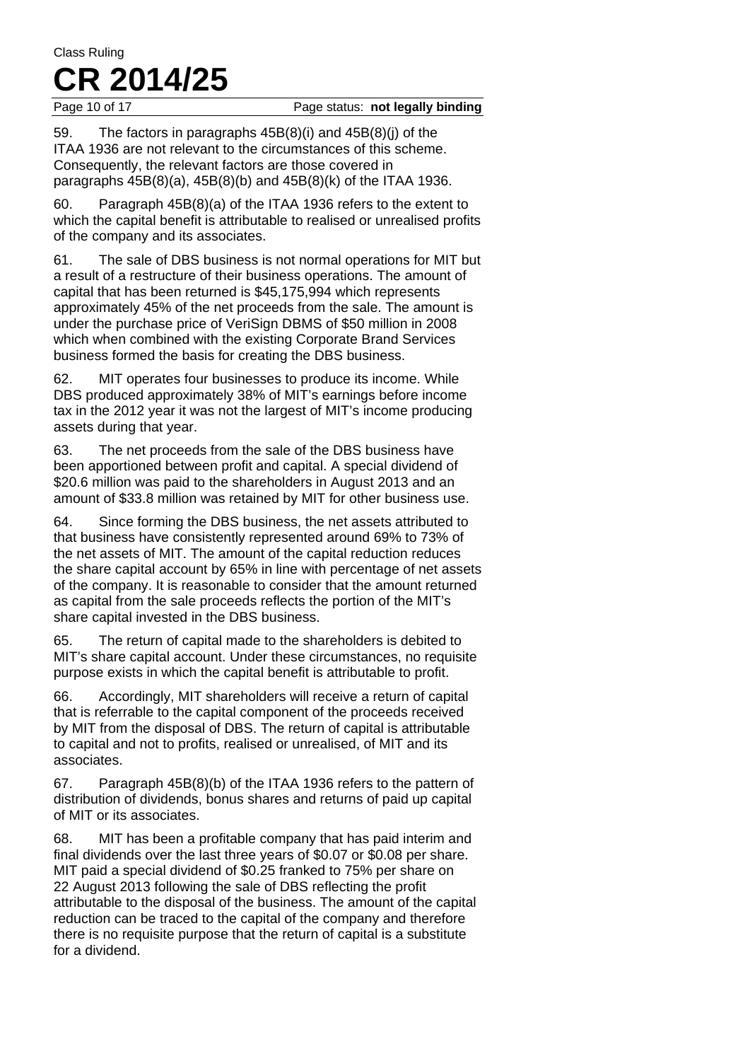59. The factors in paragraphs 45B(8)(i) and 45B(8)(j) of the ITAA 1936 are not relevant to the circumstances of this scheme. Consequently, the relevant factors are those covered in paragraphs 45B(8)(a), 45B(8)(b) and 45B(8)(k) of the ITAA 1936.

60. Paragraph 45B(8)(a) of the ITAA 1936 refers to the extent to which the capital benefit is attributable to realised or unrealised profits of the company and its associates.

61. The sale of DBS business is not normal operations for MIT but a result of a restructure of their business operations. The amount of capital that has been returned is $45,175,994 which represents approximately 45% of the net proceeds from the sale. The amount is under the purchase price of VeriSign DBMS of $50 million in 2008 which when combined with the existing Corporate Brand Services business formed the basis for creating the DBS business.

62. MIT operates four businesses to produce its income. While DBS produced approximately 38% of MIT's earnings before income tax in the 2012 year it was not the largest of MIT's income producing assets during that year.

63. The net proceeds from the sale of the DBS business have been apportioned between profit and capital. A special dividend of $20.6 million was paid to the shareholders in August 2013 and an amount of $33.8 million was retained by MIT for other business use.

64. Since forming the DBS business, the net assets attributed to that business have consistently represented around 69% to 73% of the net assets of MIT. The amount of the capital reduction reduces the share capital account by 65% in line with percentage of net assets of the company. It is reasonable to consider that the amount returned as capital from the sale proceeds reflects the portion of the MIT's share capital invested in the DBS business.

65. The return of capital made to the shareholders is debited to MIT's share capital account. Under these circumstances, no requisite purpose exists in which the capital benefit is attributable to profit.

66. Accordingly, MIT shareholders will receive a return of capital that is referrable to the capital component of the proceeds received by MIT from the disposal of DBS. The return of capital is attributable to capital and not to profits, realised or unrealised, of MIT and its associates.

67. Paragraph 45B(8)(b) of the ITAA 1936 refers to the pattern of distribution of dividends, bonus shares and returns of paid up capital of MIT or its associates.

68. MIT has been a profitable company that has paid interim and final dividends over the last three years of $0.07 or $0.08 per share. MIT paid a special dividend of $0.25 franked to 75% per share on 22 August 2013 following the sale of DBS reflecting the profit attributable to the disposal of the business. The amount of the capital reduction can be traced to the capital of the company and therefore there is no requisite purpose that the return of capital is a substitute for a dividend.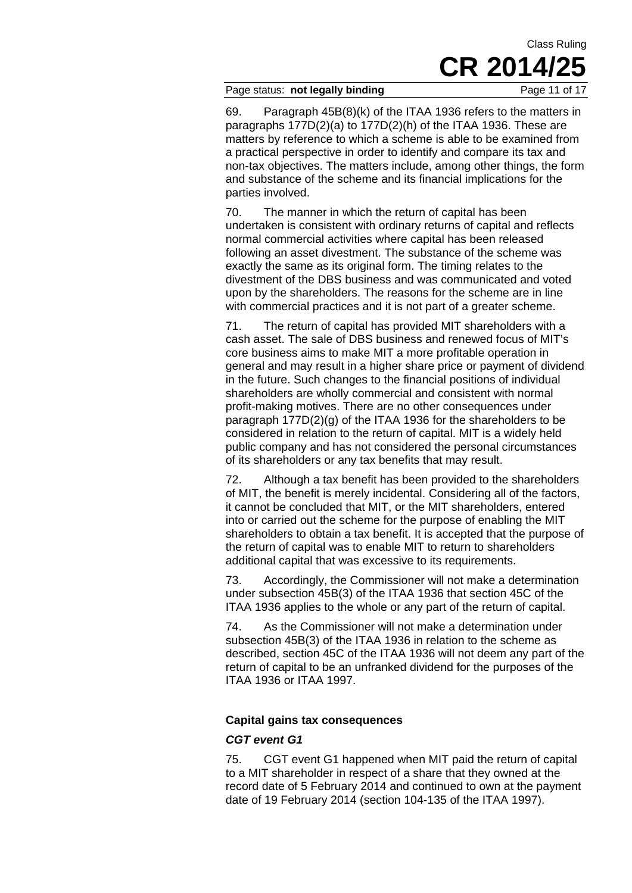69. Paragraph 45B(8)(k) of the ITAA 1936 refers to the matters in paragraphs 177D(2)(a) to 177D(2)(h) of the ITAA 1936. These are matters by reference to which a scheme is able to be examined from a practical perspective in order to identify and compare its tax and non-tax objectives. The matters include, among other things, the form and substance of the scheme and its financial implications for the parties involved.

70. The manner in which the return of capital has been undertaken is consistent with ordinary returns of capital and reflects normal commercial activities where capital has been released following an asset divestment. The substance of the scheme was exactly the same as its original form. The timing relates to the divestment of the DBS business and was communicated and voted upon by the shareholders. The reasons for the scheme are in line with commercial practices and it is not part of a greater scheme.

71. The return of capital has provided MIT shareholders with a cash asset. The sale of DBS business and renewed focus of MIT's core business aims to make MIT a more profitable operation in general and may result in a higher share price or payment of dividend in the future. Such changes to the financial positions of individual shareholders are wholly commercial and consistent with normal profit-making motives. There are no other consequences under paragraph 177D(2)(g) of the ITAA 1936 for the shareholders to be considered in relation to the return of capital. MIT is a widely held public company and has not considered the personal circumstances of its shareholders or any tax benefits that may result.

72. Although a tax benefit has been provided to the shareholders of MIT, the benefit is merely incidental. Considering all of the factors, it cannot be concluded that MIT, or the MIT shareholders, entered into or carried out the scheme for the purpose of enabling the MIT shareholders to obtain a tax benefit. It is accepted that the purpose of the return of capital was to enable MIT to return to shareholders additional capital that was excessive to its requirements.

73. Accordingly, the Commissioner will not make a determination under subsection 45B(3) of the ITAA 1936 that section 45C of the ITAA 1936 applies to the whole or any part of the return of capital.

74. As the Commissioner will not make a determination under subsection 45B(3) of the ITAA 1936 in relation to the scheme as described, section 45C of the ITAA 1936 will not deem any part of the return of capital to be an unfranked dividend for the purposes of the ITAA 1936 or ITAA 1997.

### Capital gains tax consequences

#### *CGT event G1*

75. CGT event G1 happened when MIT paid the return of capital to a MIT shareholder in respect of a share that they owned at the record date of 5 February 2014 and continued to own at the payment date of 19 February 2014 (section 104-135 of the ITAA 1997).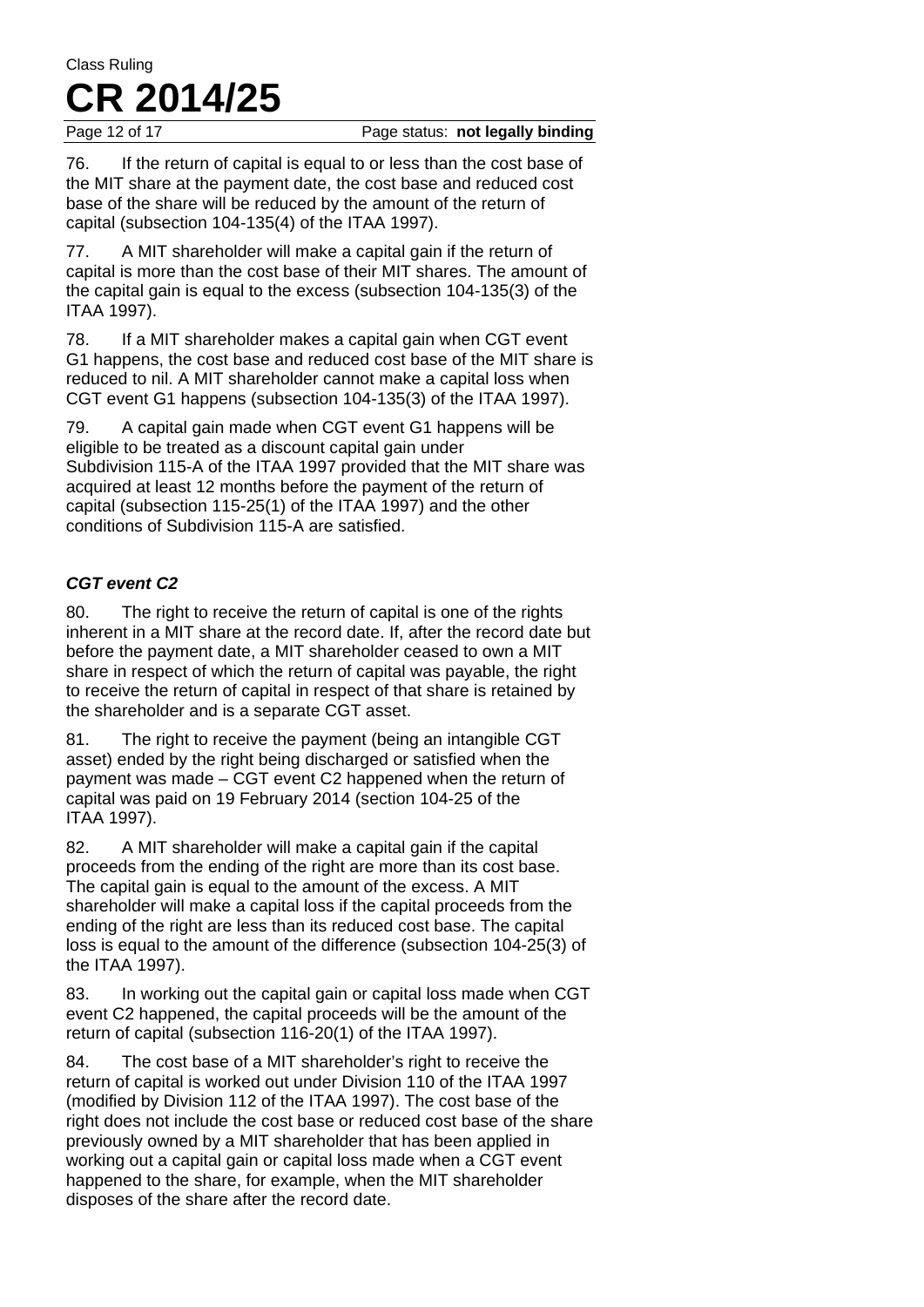76. If the return of capital is equal to or less than the cost base of the MIT share at the payment date, the cost base and reduced cost base of the share will be reduced by the amount of the return of capital (subsection 104-135(4) of the ITAA 1997).

77. A MIT shareholder will make a capital gain if the return of capital is more than the cost base of their MIT shares. The amount of the capital gain is equal to the excess (subsection 104-135(3) of the ITAA 1997).

78. If a MIT shareholder makes a capital gain when CGT event G1 happens, the cost base and reduced cost base of the MIT share is reduced to nil. A MIT shareholder cannot make a capital loss when CGT event G1 happens (subsection 104-135(3) of the ITAA 1997).

79. A capital gain made when CGT event G1 happens will be eligible to be treated as a discount capital gain under Subdivision 115-A of the ITAA 1997 provided that the MIT share was acquired at least 12 months before the payment of the return of capital (subsection 115-25(1) of the ITAA 1997) and the other conditions of Subdivision 115-A are satisfied.

### *CGT event C2*

80. The right to receive the return of capital is one of the rights inherent in a MIT share at the record date. If, after the record date but before the payment date, a MIT shareholder ceased to own a MIT share in respect of which the return of capital was payable, the right to receive the return of capital in respect of that share is retained by the shareholder and is a separate CGT asset.

81. The right to receive the payment (being an intangible CGT asset) ended by the right being discharged or satisfied when the payment was made – CGT event C2 happened when the return of capital was paid on 19 February 2014 (section 104-25 of the ITAA 1997).

82. A MIT shareholder will make a capital gain if the capital proceeds from the ending of the right are more than its cost base. The capital gain is equal to the amount of the excess. A MIT shareholder will make a capital loss if the capital proceeds from the ending of the right are less than its reduced cost base. The capital loss is equal to the amount of the difference (subsection 104-25(3) of the ITAA 1997).

83. In working out the capital gain or capital loss made when CGT event C2 happened, the capital proceeds will be the amount of the return of capital (subsection 116-20(1) of the ITAA 1997).

84. The cost base of a MIT shareholder's right to receive the return of capital is worked out under Division 110 of the ITAA 1997 (modified by Division 112 of the ITAA 1997). The cost base of the right does not include the cost base or reduced cost base of the share previously owned by a MIT shareholder that has been applied in working out a capital gain or capital loss made when a CGT event happened to the share, for example, when the MIT shareholder disposes of the share after the record date.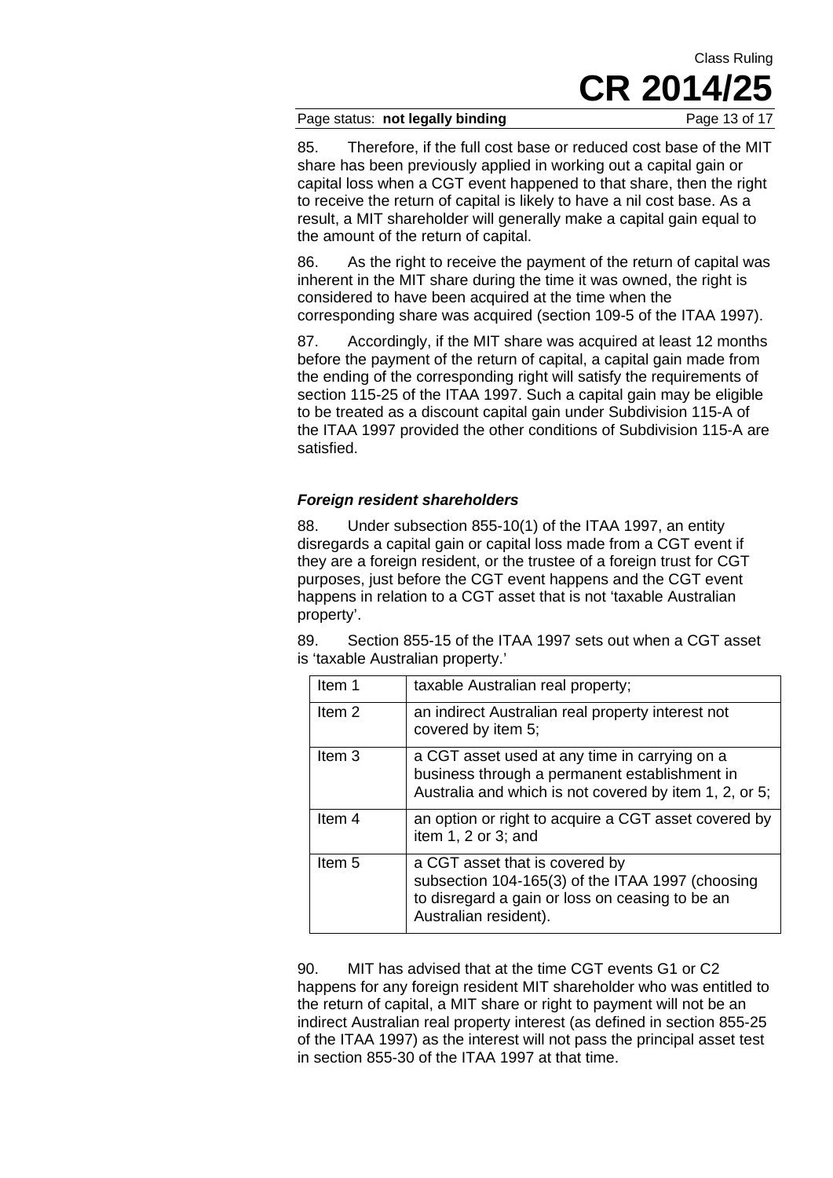85. Therefore, if the full cost base or reduced cost base of the MIT share has been previously applied in working out a capital gain or capital loss when a CGT event happened to that share, then the right to receive the return of capital is likely to have a nil cost base. As a result, a MIT shareholder will generally make a capital gain equal to the amount of the return of capital.

86. As the right to receive the payment of the return of capital was inherent in the MIT share during the time it was owned, the right is considered to have been acquired at the time when the corresponding share was acquired (section 109-5 of the ITAA 1997).

87. Accordingly, if the MIT share was acquired at least 12 months before the payment of the return of capital, a capital gain made from the ending of the corresponding right will satisfy the requirements of section 115-25 of the ITAA 1997. Such a capital gain may be eligible to be treated as a discount capital gain under Subdivision 115-A of the ITAA 1997 provided the other conditions of Subdivision 115-A are satisfied.

### ***Foreign resident shareholders***

88. Under subsection 855-10(1) of the ITAA 1997, an entity disregards a capital gain or capital loss made from a CGT event if they are a foreign resident, or the trustee of a foreign trust for CGT purposes, just before the CGT event happens and the CGT event happens in relation to a CGT asset that is not 'taxable Australian property'.

89. Section 855-15 of the ITAA 1997 sets out when a CGT asset is 'taxable Australian property.'

| | |
|---|---|
| Item 1 | taxable Australian real property; |
| Item 2 | an indirect Australian real property interest not covered by item 5; |
| Item 3 | a CGT asset used at any time in carrying on a business through a permanent establishment in Australia and which is not covered by item 1, 2, or 5; |
| Item 4 | an option or right to acquire a CGT asset covered by item 1, 2 or 3; and |
| Item 5 | a CGT asset that is covered by subsection 104-165(3) of the ITAA 1997 (choosing to disregard a gain or loss on ceasing to be an Australian resident). |

90. MIT has advised that at the time CGT events G1 or C2 happens for any foreign resident MIT shareholder who was entitled to the return of capital, a MIT share or right to payment will not be an indirect Australian real property interest (as defined in section 855-25 of the ITAA 1997) as the interest will not pass the principal asset test in section 855-30 of the ITAA 1997 at that time.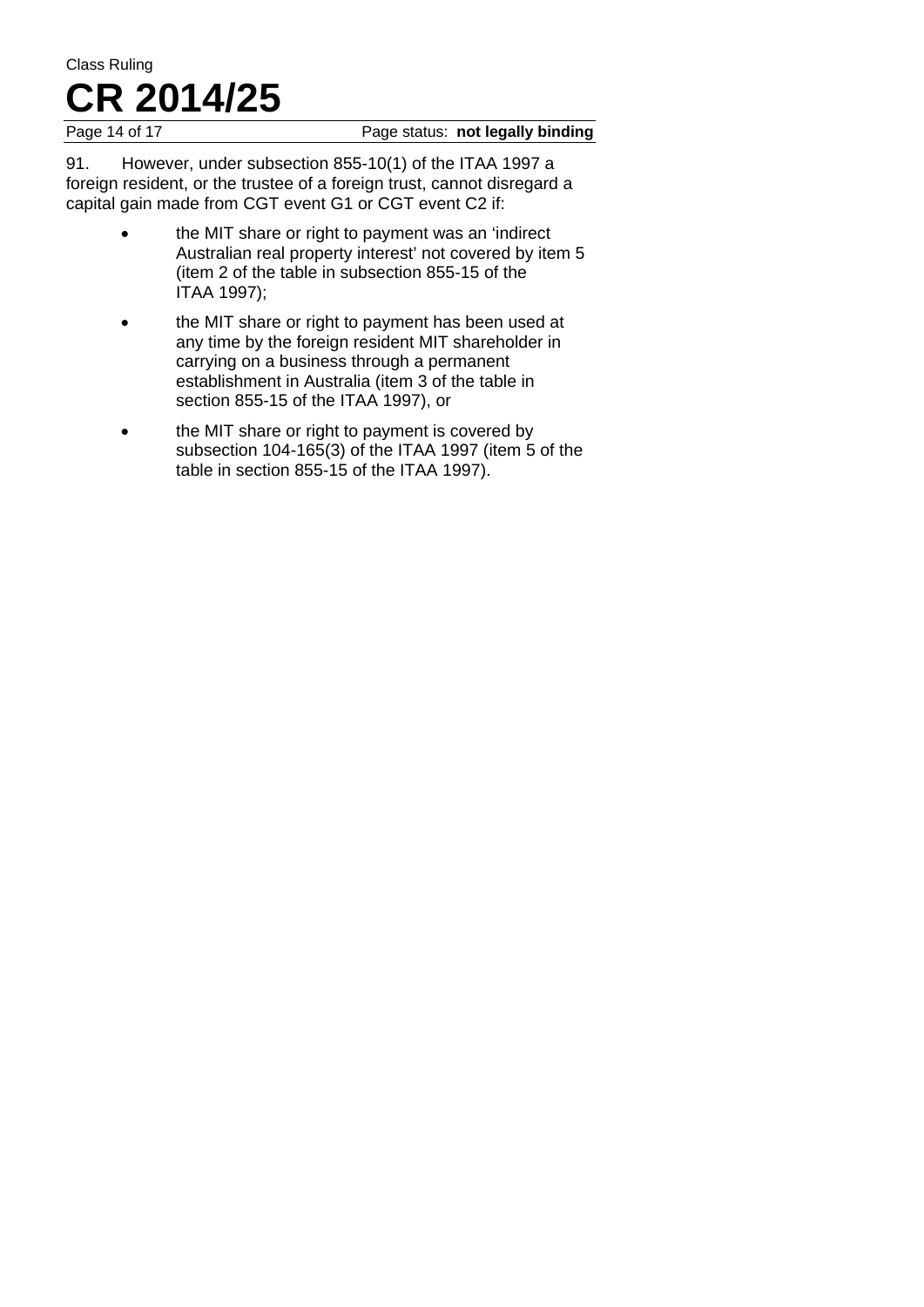91. However, under subsection 855-10(1) of the ITAA 1997 a foreign resident, or the trustee of a foreign trust, cannot disregard a capital gain made from CGT event G1 or CGT event C2 if:

- the MIT share or right to payment was an 'indirect Australian real property interest' not covered by item 5 (item 2 of the table in subsection 855-15 of the ITAA 1997);
- the MIT share or right to payment has been used at any time by the foreign resident MIT shareholder in carrying on a business through a permanent establishment in Australia (item 3 of the table in section 855-15 of the ITAA 1997), or
- the MIT share or right to payment is covered by subsection 104-165(3) of the ITAA 1997 (item 5 of the table in section 855-15 of the ITAA 1997).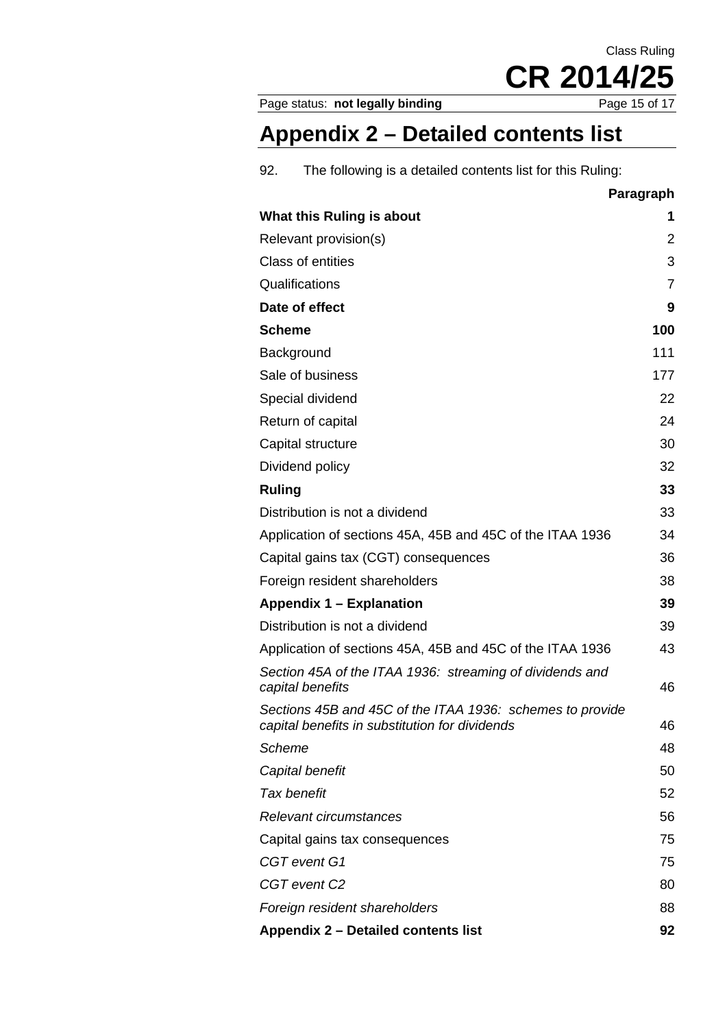## Appendix 2 – Detailed contents list

92. The following is a detailed contents list for this Ruling:

| | Paragraph |
|---|---|
| **What this Ruling is about** | **1** |
| Relevant provision(s) | 2 |
| Class of entities | 3 |
| Qualifications | 7 |
| **Date of effect** | **9** |
| **Scheme** | **100** |
| Background | 111 |
| Sale of business | 177 |
| Special dividend | 22 |
| Return of capital | 24 |
| Capital structure | 30 |
| Dividend policy | 32 |
| **Ruling** | **33** |
| Distribution is not a dividend | 33 |
| Application of sections 45A, 45B and 45C of the ITAA 1936 | 34 |
| Capital gains tax (CGT) consequences | 36 |
| Foreign resident shareholders | 38 |
| **Appendix 1 – Explanation** | **39** |
| Distribution is not a dividend | 39 |
| Application of sections 45A, 45B and 45C of the ITAA 1936 | 43 |
| *Section 45A of the ITAA 1936: streaming of dividends and capital benefits* | 46 |
| *Sections 45B and 45C of the ITAA 1936: schemes to provide capital benefits in substitution for dividends* | 46 |
| *Scheme* | 48 |
| *Capital benefit* | 50 |
| *Tax benefit* | 52 |
| *Relevant circumstances* | 56 |
| Capital gains tax consequences | 75 |
| *CGT event G1* | 75 |
| *CGT event C2* | 80 |
| *Foreign resident shareholders* | 88 |
| **Appendix 2 – Detailed contents list** | **92** |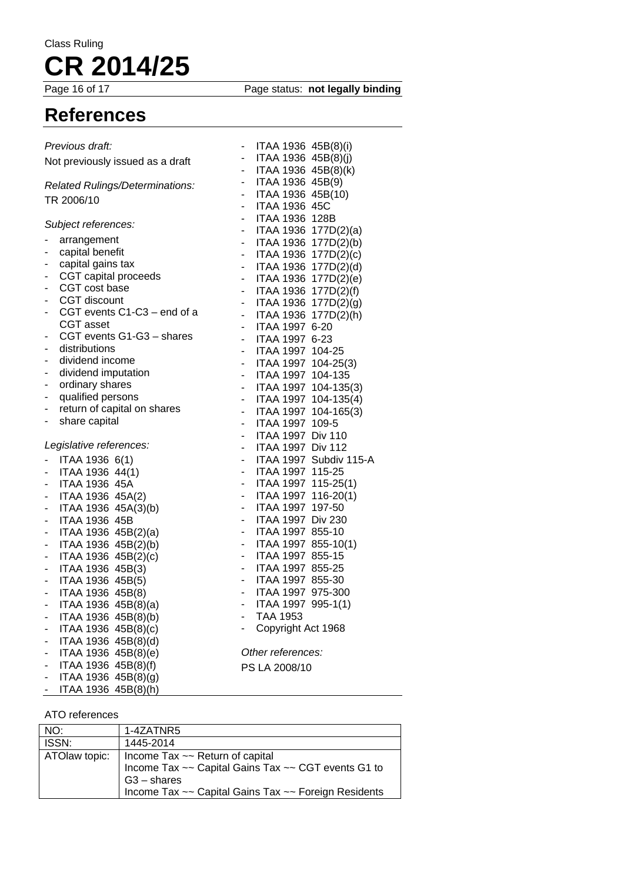# References

*Previous draft:*

Not previously issued as a draft

*Related Rulings/Determinations:*

TR 2006/10

*Subject references:*

- arrangement
- capital benefit
- capital gains tax
- CGT capital proceeds
- CGT cost base
- CGT discount
- CGT events C1-C3 – end of a CGT asset
- CGT events G1-G3 – shares
- distributions
- dividend income
- dividend imputation
- ordinary shares
- qualified persons
- return of capital on shares
- share capital

*Legislative references:*

- ITAA 1936 6(1)
- ITAA 1936 44(1)
- ITAA 1936 45A
- ITAA 1936 45A(2)
- ITAA 1936 45A(3)(b)
- ITAA 1936 45B
- ITAA 1936 45B(2)(a)
- ITAA 1936 45B(2)(b)
- ITAA 1936 45B(2)(c)
- ITAA 1936 45B(3)
- ITAA 1936 45B(5)
- ITAA 1936 45B(8)
- ITAA 1936 45B(8)(a)
- ITAA 1936 45B(8)(b)
- ITAA 1936 45B(8)(c)
- ITAA 1936 45B(8)(d)
- ITAA 1936 45B(8)(e)
- ITAA 1936 45B(8)(f)
- ITAA 1936 45B(8)(g)
- ITAA 1936 45B(8)(h)
- ITAA 1936 45B(8)(i)
- ITAA 1936 45B(8)(j)
- ITAA 1936 45B(8)(k)
- ITAA 1936 45B(9)
- ITAA 1936 45B(10)
- ITAA 1936 45C
- ITAA 1936 128B
- ITAA 1936 177D(2)(a)
- ITAA 1936 177D(2)(b)
- ITAA 1936 177D(2)(c)
- ITAA 1936 177D(2)(d)
- ITAA 1936 177D(2)(e)
- ITAA 1936 177D(2)(f)
- ITAA 1936 177D(2)(g)
- ITAA 1936 177D(2)(h)
- ITAA 1997 6-20
- ITAA 1997 6-23
- ITAA 1997 104-25
- ITAA 1997 104-25(3)
- ITAA 1997 104-135
- ITAA 1997 104-135(3)
- ITAA 1997 104-135(4)
- ITAA 1997 104-165(3)
- ITAA 1997 109-5
- ITAA 1997 Div 110
- ITAA 1997 Div 112
- ITAA 1997 Subdiv 115-A
- ITAA 1997 115-25
- ITAA 1997 115-25(1)
- ITAA 1997 116-20(1)
- ITAA 1997 197-50
- ITAA 1997 Div 230
- ITAA 1997 855-10
- ITAA 1997 855-10(1)
- ITAA 1997 855-15
- ITAA 1997 855-25
- ITAA 1997 855-30
- ITAA 1997 975-300
- ITAA 1997 995-1(1)
- TAA 1953
- Copyright Act 1968

*Other references:*

PS LA 2008/10

ATO references

| NO: | 1-4ZATNR5 |
|---|---|
| ISSN: | 1445-2014 |
| ATOlaw topic: | Income Tax ~~ Return of capital<br>Income Tax ~~ Capital Gains Tax ~~ CGT events G1 to G3 – shares<br>Income Tax ~~ Capital Gains Tax ~~ Foreign Residents |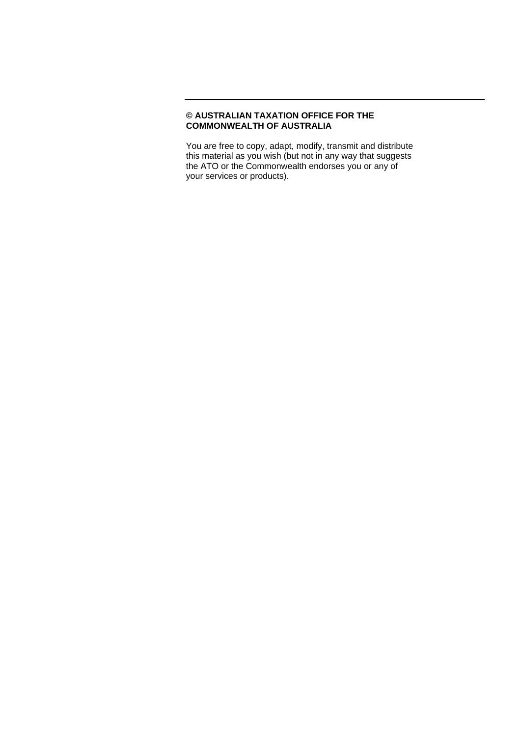---

**© AUSTRALIAN TAXATION OFFICE FOR THE COMMONWEALTH OF AUSTRALIA**

You are free to copy, adapt, modify, transmit and distribute this material as you wish (but not in any way that suggests the ATO or the Commonwealth endorses you or any of your services or products).